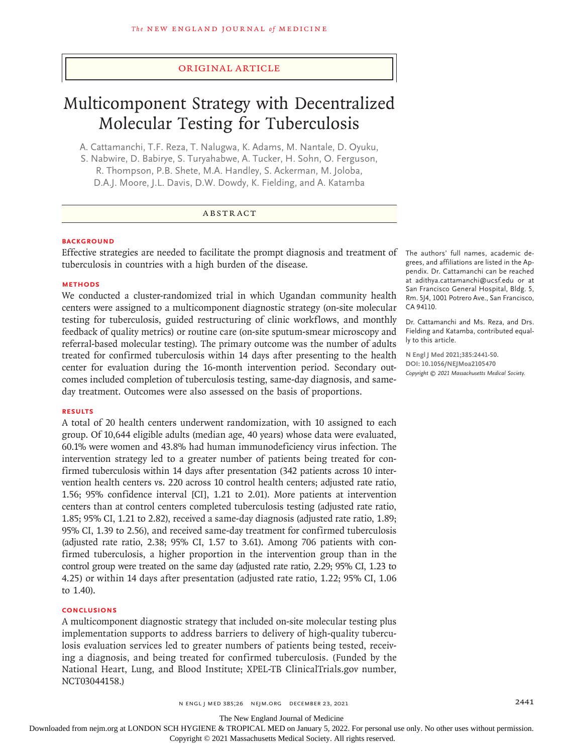ORIGINAL ARTICLE

# Multicomponent Strategy with Decentralized Molecular Testing for Tuberculosis

A. Cattamanchi, T.F. Reza, T. Nalugwa, K. Adams, M. Nantale, D. Oyuku, S. Nabwire, D. Babirye, S. Turyahabwe, A. Tucker, H. Sohn, O. Ferguson, R. Thompson, P.B. Shete, M.A. Handley, S. Ackerman, M. Joloba, D.A.J. Moore, J.L. Davis, D.W. Dowdy, K. Fielding, and A. Katamba

## ABSTRACT

### BACKGROUND

Effective strategies are needed to facilitate the prompt diagnosis and treatment of tuberculosis in countries with a high burden of the disease.

### METHODS

We conducted a cluster-randomized trial in which Ugandan community health centers were assigned to a multicomponent diagnostic strategy (on-site molecular testing for tuberculosis, guided restructuring of clinic workflows, and monthly feedback of quality metrics) or routine care (on-site sputum-smear microscopy and referral-based molecular testing). The primary outcome was the number of adults treated for confirmed tuberculosis within 14 days after presenting to the health center for evaluation during the 16-month intervention period. Secondary outcomes included completion of tuberculosis testing, same-day diagnosis, and same-day treatment. Outcomes were also assessed on the basis of proportions.

### RESULTS

A total of 20 health centers underwent randomization, with 10 assigned to each group. Of 10,644 eligible adults (median age, 40 years) whose data were evaluated, 60.1% were women and 43.8% had human immunodeficiency virus infection. The intervention strategy led to a greater number of patients being treated for confirmed tuberculosis within 14 days after presentation (342 patients across 10 intervention health centers vs. 220 across 10 control health centers; adjusted rate ratio, 1.56; 95% confidence interval [CI], 1.21 to 2.01). More patients at intervention centers than at control centers completed tuberculosis testing (adjusted rate ratio, 1.85; 95% CI, 1.21 to 2.82), received a same-day diagnosis (adjusted rate ratio, 1.89; 95% CI, 1.39 to 2.56), and received same-day treatment for confirmed tuberculosis (adjusted rate ratio, 2.38; 95% CI, 1.57 to 3.61). Among 706 patients with confirmed tuberculosis, a higher proportion in the intervention group than in the control group were treated on the same day (adjusted rate ratio, 2.29; 95% CI, 1.23 to 4.25) or within 14 days after presentation (adjusted rate ratio, 1.22; 95% CI, 1.06 to 1.40).

### CONCLUSIONS

A multicomponent diagnostic strategy that included on-site molecular testing plus implementation supports to address barriers to delivery of high-quality tuberculosis evaluation services led to greater numbers of patients being tested, receiving a diagnosis, and being treated for confirmed tuberculosis. (Funded by the National Heart, Lung, and Blood Institute; XPEL-TB ClinicalTrials.gov number, NCT03044158.)

The authors' full names, academic degrees, and affiliations are listed in the Appendix. Dr. Cattamanchi can be reached at adithya.cattamanchi@ucsf.edu or at San Francisco General Hospital, Bldg. 5, Rm. 5J4, 1001 Potrero Ave., San Francisco, CA 94110.

Dr. Cattamanchi and Ms. Reza, and Drs. Fielding and Katamba, contributed equally to this article.

N Engl J Med 2021;385:2441-50.
DOI: 10.1056/NEJMoa2105470
Copyright © 2021 Massachusetts Medical Society.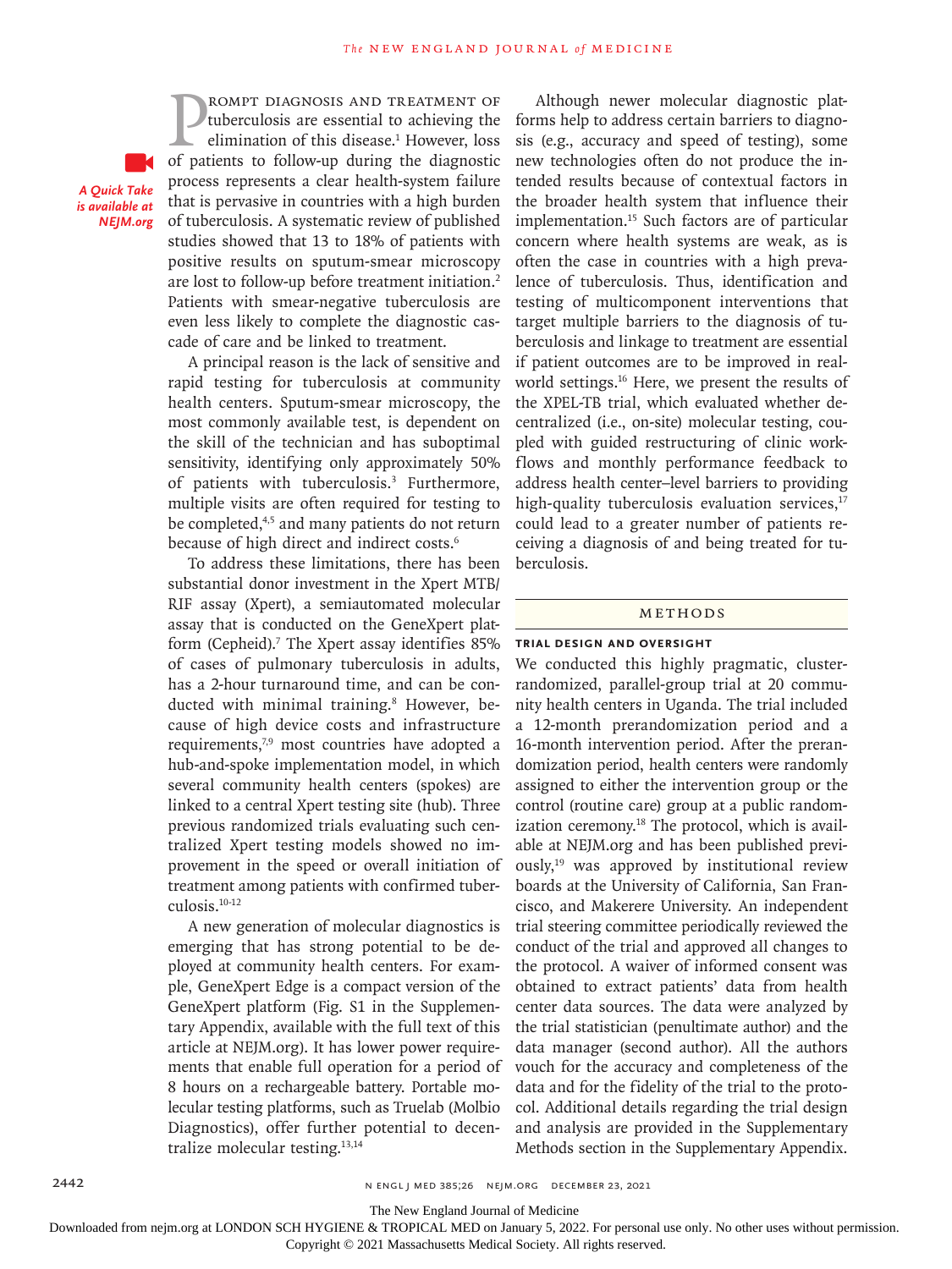*A Quick Take is available at NEJM.org*

Prompt diagnosis and treatment of tuberculosis are essential to achieving the elimination of this disease.[1] However, loss of patients to follow-up during the diagnostic process represents a clear health-system failure that is pervasive in countries with a high burden of tuberculosis. A systematic review of published studies showed that 13 to 18% of patients with positive results on sputum-smear microscopy are lost to follow-up before treatment initiation.[2] Patients with smear-negative tuberculosis are even less likely to complete the diagnostic cascade of care and be linked to treatment.

A principal reason is the lack of sensitive and rapid testing for tuberculosis at community health centers. Sputum-smear microscopy, the most commonly available test, is dependent on the skill of the technician and has suboptimal sensitivity, identifying only approximately 50% of patients with tuberculosis.[3] Furthermore, multiple visits are often required for testing to be completed,[4,5] and many patients do not return because of high direct and indirect costs.[6]

To address these limitations, there has been substantial donor investment in the Xpert MTB/RIF assay (Xpert), a semiautomated molecular assay that is conducted on the GeneXpert platform (Cepheid).[7] The Xpert assay identifies 85% of cases of pulmonary tuberculosis in adults, has a 2-hour turnaround time, and can be conducted with minimal training.[8] However, because of high device costs and infrastructure requirements,[7,9] most countries have adopted a hub-and-spoke implementation model, in which several community health centers (spokes) are linked to a central Xpert testing site (hub). Three previous randomized trials evaluating such centralized Xpert testing models showed no improvement in the speed or overall initiation of treatment among patients with confirmed tuberculosis.[10-12]

A new generation of molecular diagnostics is emerging that has strong potential to be deployed at community health centers. For example, GeneXpert Edge is a compact version of the GeneXpert platform (Fig. S1 in the Supplementary Appendix, available with the full text of this article at NEJM.org). It has lower power requirements that enable full operation for a period of 8 hours on a rechargeable battery. Portable molecular testing platforms, such as Truelab (Molbio Diagnostics), offer further potential to decentralize molecular testing.[13,14]

Although newer molecular diagnostic platforms help to address certain barriers to diagnosis (e.g., accuracy and speed of testing), some new technologies often do not produce the intended results because of contextual factors in the broader health system that influence their implementation.[15] Such factors are of particular concern where health systems are weak, as is often the case in countries with a high prevalence of tuberculosis. Thus, identification and testing of multicomponent interventions that target multiple barriers to the diagnosis of tuberculosis and linkage to treatment are essential if patient outcomes are to be improved in real-world settings.[16] Here, we present the results of the XPEL-TB trial, which evaluated whether decentralized (i.e., on-site) molecular testing, coupled with guided restructuring of clinic workflows and monthly performance feedback to address health center–level barriers to providing high-quality tuberculosis evaluation services,[17] could lead to a greater number of patients receiving a diagnosis of and being treated for tuberculosis.

## Methods

### Trial Design and Oversight

We conducted this highly pragmatic, cluster-randomized, parallel-group trial at 20 community health centers in Uganda. The trial included a 12-month prerandomization period and a 16-month intervention period. After the prerandomization period, health centers were randomly assigned to either the intervention group or the control (routine care) group at a public randomization ceremony.[18] The protocol, which is available at NEJM.org and has been published previously,[19] was approved by institutional review boards at the University of California, San Francisco, and Makerere University. An independent trial steering committee periodically reviewed the conduct of the trial and approved all changes to the protocol. A waiver of informed consent was obtained to extract patients' data from health center data sources. The data were analyzed by the trial statistician (penultimate author) and the data manager (second author). All the authors vouch for the accuracy and completeness of the data and for the fidelity of the trial to the protocol. Additional details regarding the trial design and analysis are provided in the Supplementary Methods section in the Supplementary Appendix.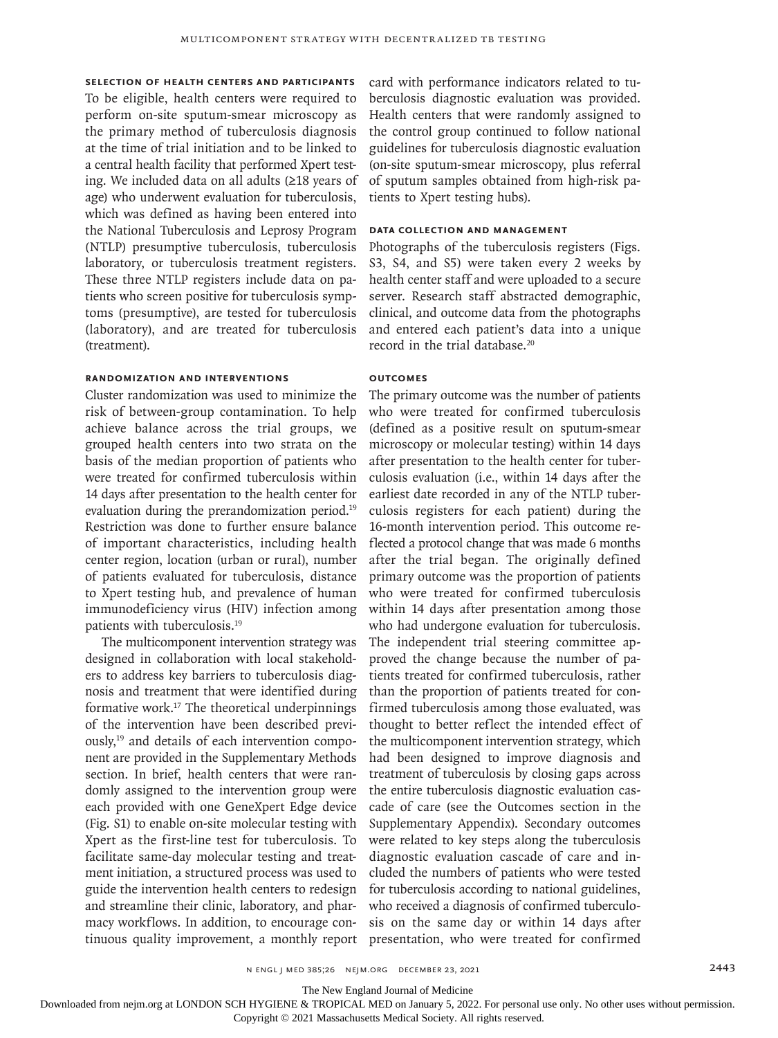### Selection of Health Centers and Participants

To be eligible, health centers were required to perform on-site sputum-smear microscopy as the primary method of tuberculosis diagnosis at the time of trial initiation and to be linked to a central health facility that performed Xpert testing. We included data on all adults (≥18 years of age) who underwent evaluation for tuberculosis, which was defined as having been entered into the National Tuberculosis and Leprosy Program (NTLP) presumptive tuberculosis, tuberculosis laboratory, or tuberculosis treatment registers. These three NTLP registers include data on patients who screen positive for tuberculosis symptoms (presumptive), are tested for tuberculosis (laboratory), and are treated for tuberculosis (treatment).

### Randomization and Interventions

Cluster randomization was used to minimize the risk of between-group contamination. To help achieve balance across the trial groups, we grouped health centers into two strata on the basis of the median proportion of patients who were treated for confirmed tuberculosis within 14 days after presentation to the health center for evaluation during the prerandomization period.[19] Restriction was done to further ensure balance of important characteristics, including health center region, location (urban or rural), number of patients evaluated for tuberculosis, distance to Xpert testing hub, and prevalence of human immunodeficiency virus (HIV) infection among patients with tuberculosis.[19]

The multicomponent intervention strategy was designed in collaboration with local stakeholders to address key barriers to tuberculosis diagnosis and treatment that were identified during formative work.[17] The theoretical underpinnings of the intervention have been described previously,[19] and details of each intervention component are provided in the Supplementary Methods section. In brief, health centers that were randomly assigned to the intervention group were each provided with one GeneXpert Edge device (Fig. S1) to enable on-site molecular testing with Xpert as the first-line test for tuberculosis. To facilitate same-day molecular testing and treatment initiation, a structured process was used to guide the intervention health centers to redesign and streamline their clinic, laboratory, and pharmacy workflows. In addition, to encourage continuous quality improvement, a monthly report card with performance indicators related to tuberculosis diagnostic evaluation was provided. Health centers that were randomly assigned to the control group continued to follow national guidelines for tuberculosis diagnostic evaluation (on-site sputum-smear microscopy, plus referral of sputum samples obtained from high-risk patients to Xpert testing hubs).

### Data Collection and Management

Photographs of the tuberculosis registers (Figs. S3, S4, and S5) were taken every 2 weeks by health center staff and were uploaded to a secure server. Research staff abstracted demographic, clinical, and outcome data from the photographs and entered each patient's data into a unique record in the trial database.[20]

### Outcomes

The primary outcome was the number of patients who were treated for confirmed tuberculosis (defined as a positive result on sputum-smear microscopy or molecular testing) within 14 days after presentation to the health center for tuberculosis evaluation (i.e., within 14 days after the earliest date recorded in any of the NTLP tuberculosis registers for each patient) during the 16-month intervention period. This outcome reflected a protocol change that was made 6 months after the trial began. The originally defined primary outcome was the proportion of patients who were treated for confirmed tuberculosis within 14 days after presentation among those who had undergone evaluation for tuberculosis. The independent trial steering committee approved the change because the number of patients treated for confirmed tuberculosis, rather than the proportion of patients treated for confirmed tuberculosis among those evaluated, was thought to better reflect the intended effect of the multicomponent intervention strategy, which had been designed to improve diagnosis and treatment of tuberculosis by closing gaps across the entire tuberculosis diagnostic evaluation cascade of care (see the Outcomes section in the Supplementary Appendix). Secondary outcomes were related to key steps along the tuberculosis diagnostic evaluation cascade of care and included the numbers of patients who were tested for tuberculosis according to national guidelines, who received a diagnosis of confirmed tuberculosis on the same day or within 14 days after presentation, who were treated for confirmed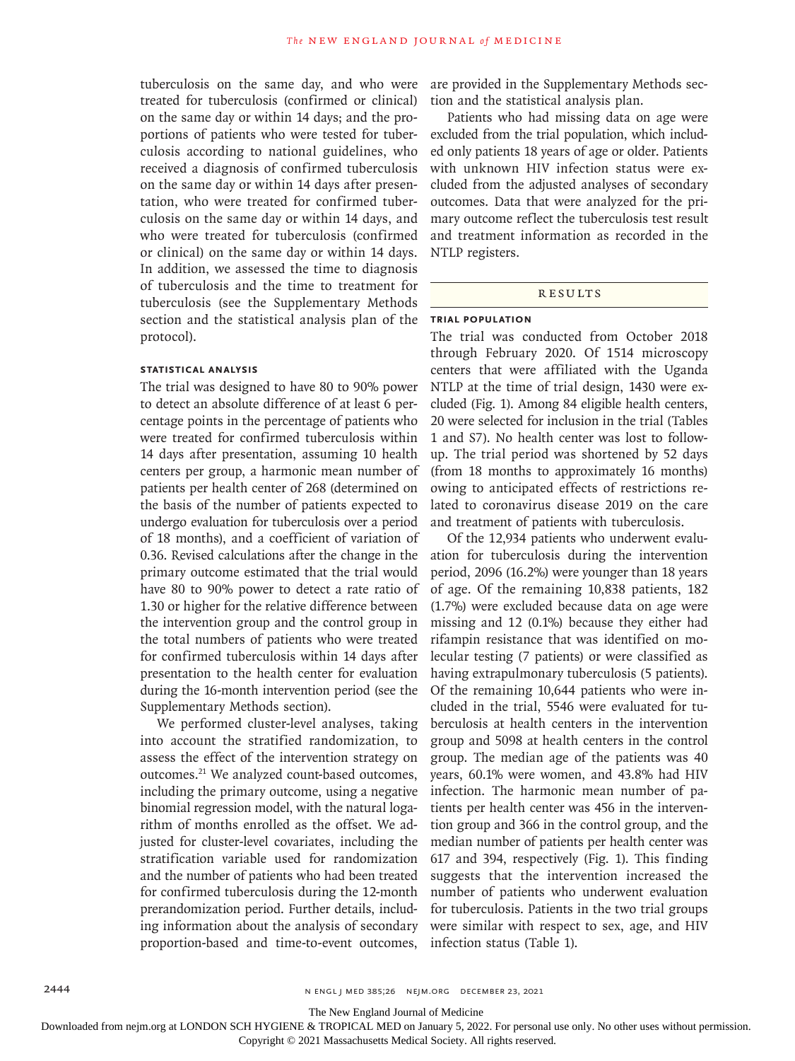tuberculosis on the same day, and who were treated for tuberculosis (confirmed or clinical) on the same day or within 14 days; and the proportions of patients who were tested for tuberculosis according to national guidelines, who received a diagnosis of confirmed tuberculosis on the same day or within 14 days after presentation, who were treated for confirmed tuberculosis on the same day or within 14 days, and who were treated for tuberculosis (confirmed or clinical) on the same day or within 14 days. In addition, we assessed the time to diagnosis of tuberculosis and the time to treatment for tuberculosis (see the Supplementary Methods section and the statistical analysis plan of the protocol).

### Statistical Analysis

The trial was designed to have 80 to 90% power to detect an absolute difference of at least 6 percentage points in the percentage of patients who were treated for confirmed tuberculosis within 14 days after presentation, assuming 10 health centers per group, a harmonic mean number of patients per health center of 268 (determined on the basis of the number of patients expected to undergo evaluation for tuberculosis over a period of 18 months), and a coefficient of variation of 0.36. Revised calculations after the change in the primary outcome estimated that the trial would have 80 to 90% power to detect a rate ratio of 1.30 or higher for the relative difference between the intervention group and the control group in the total numbers of patients who were treated for confirmed tuberculosis within 14 days after presentation to the health center for evaluation during the 16-month intervention period (see the Supplementary Methods section).

We performed cluster-level analyses, taking into account the stratified randomization, to assess the effect of the intervention strategy on outcomes.[21] We analyzed count-based outcomes, including the primary outcome, using a negative binomial regression model, with the natural logarithm of months enrolled as the offset. We adjusted for cluster-level covariates, including the stratification variable used for randomization and the number of patients who had been treated for confirmed tuberculosis during the 12-month prerandomization period. Further details, including information about the analysis of secondary proportion-based and time-to-event outcomes, are provided in the Supplementary Methods section and the statistical analysis plan.

Patients who had missing data on age were excluded from the trial population, which included only patients 18 years of age or older. Patients with unknown HIV infection status were excluded from the adjusted analyses of secondary outcomes. Data that were analyzed for the primary outcome reflect the tuberculosis test result and treatment information as recorded in the NTLP registers.

## Results

### Trial Population

The trial was conducted from October 2018 through February 2020. Of 1514 microscopy centers that were affiliated with the Uganda NTLP at the time of trial design, 1430 were excluded (Fig. 1). Among 84 eligible health centers, 20 were selected for inclusion in the trial (Tables 1 and S7). No health center was lost to follow-up. The trial period was shortened by 52 days (from 18 months to approximately 16 months) owing to anticipated effects of restrictions related to coronavirus disease 2019 on the care and treatment of patients with tuberculosis.

Of the 12,934 patients who underwent evaluation for tuberculosis during the intervention period, 2096 (16.2%) were younger than 18 years of age. Of the remaining 10,838 patients, 182 (1.7%) were excluded because data on age were missing and 12 (0.1%) because they either had rifampin resistance that was identified on molecular testing (7 patients) or were classified as having extrapulmonary tuberculosis (5 patients). Of the remaining 10,644 patients who were included in the trial, 5546 were evaluated for tuberculosis at health centers in the intervention group and 5098 at health centers in the control group. The median age of the patients was 40 years, 60.1% were women, and 43.8% had HIV infection. The harmonic mean number of patients per health center was 456 in the intervention group and 366 in the control group, and the median number of patients per health center was 617 and 394, respectively (Fig. 1). This finding suggests that the intervention increased the number of patients who underwent evaluation for tuberculosis. Patients in the two trial groups were similar with respect to sex, age, and HIV infection status (Table 1).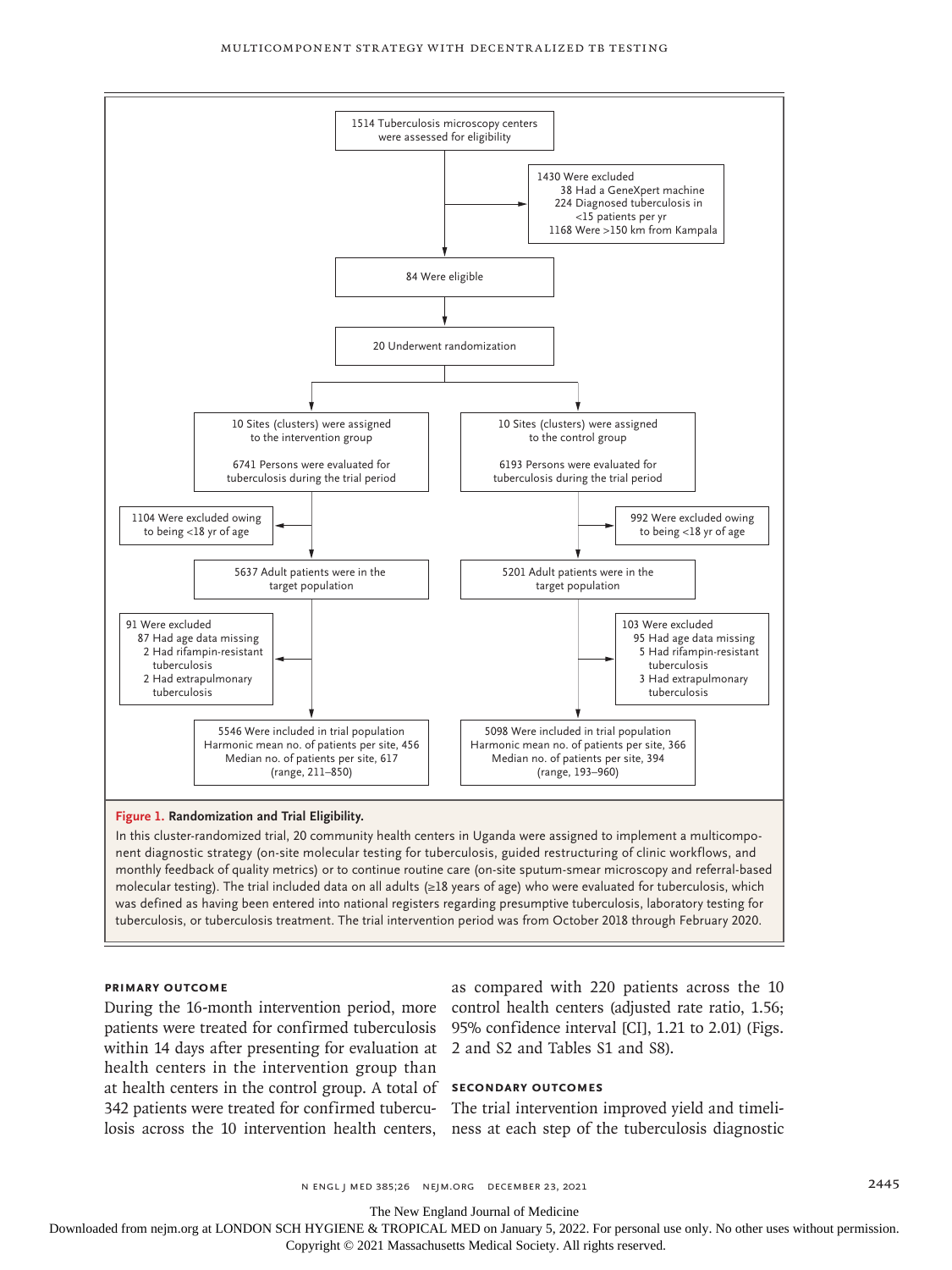1514 Tuberculosis microscopy centers were assessed for eligibility

1430 Were excluded
- 38 Had a GeneXpert machine
- 224 Diagnosed tuberculosis in <15 patients per yr
- 1168 Were >150 km from Kampala

84 Were eligible

20 Underwent randomization

| Intervention group | Control group |
|---|---|
| 10 Sites (clusters) were assigned to the intervention group<br>6741 Persons were evaluated for tuberculosis during the trial period | 10 Sites (clusters) were assigned to the control group<br>6193 Persons were evaluated for tuberculosis during the trial period |
| 1104 Were excluded owing to being <18 yr of age | 992 Were excluded owing to being <18 yr of age |
| 5637 Adult patients were in the target population | 5201 Adult patients were in the target population |
| 91 Were excluded: 87 Had age data missing; 2 Had rifampin-resistant tuberculosis; 2 Had extrapulmonary tuberculosis | 103 Were excluded: 95 Had age data missing; 5 Had rifampin-resistant tuberculosis; 3 Had extrapulmonary tuberculosis |
| 5546 Were included in trial population<br>Harmonic mean no. of patients per site, 456<br>Median no. of patients per site, 617 (range, 211–850) | 5098 Were included in trial population<br>Harmonic mean no. of patients per site, 366<br>Median no. of patients per site, 394 (range, 193–960) |

**Figure 1. Randomization and Trial Eligibility.**

In this cluster-randomized trial, 20 community health centers in Uganda were assigned to implement a multicomponent diagnostic strategy (on-site molecular testing for tuberculosis, guided restructuring of clinic workflows, and monthly feedback of quality metrics) or to continue routine care (on-site sputum-smear microscopy and referral-based molecular testing). The trial included data on all adults (≥18 years of age) who were evaluated for tuberculosis, which was defined as having been entered into national registers regarding presumptive tuberculosis, laboratory testing for tuberculosis, or tuberculosis treatment. The trial intervention period was from October 2018 through February 2020.

### Primary Outcome

During the 16-month intervention period, more patients were treated for confirmed tuberculosis within 14 days after presenting for evaluation at health centers in the intervention group than at health centers in the control group. A total of 342 patients were treated for confirmed tuberculosis across the 10 intervention health centers, as compared with 220 patients across the 10 control health centers (adjusted rate ratio, 1.56; 95% confidence interval [CI], 1.21 to 2.01) (Figs. 2 and S2 and Tables S1 and S8).

### Secondary Outcomes

The trial intervention improved yield and timeliness at each step of the tuberculosis diagnostic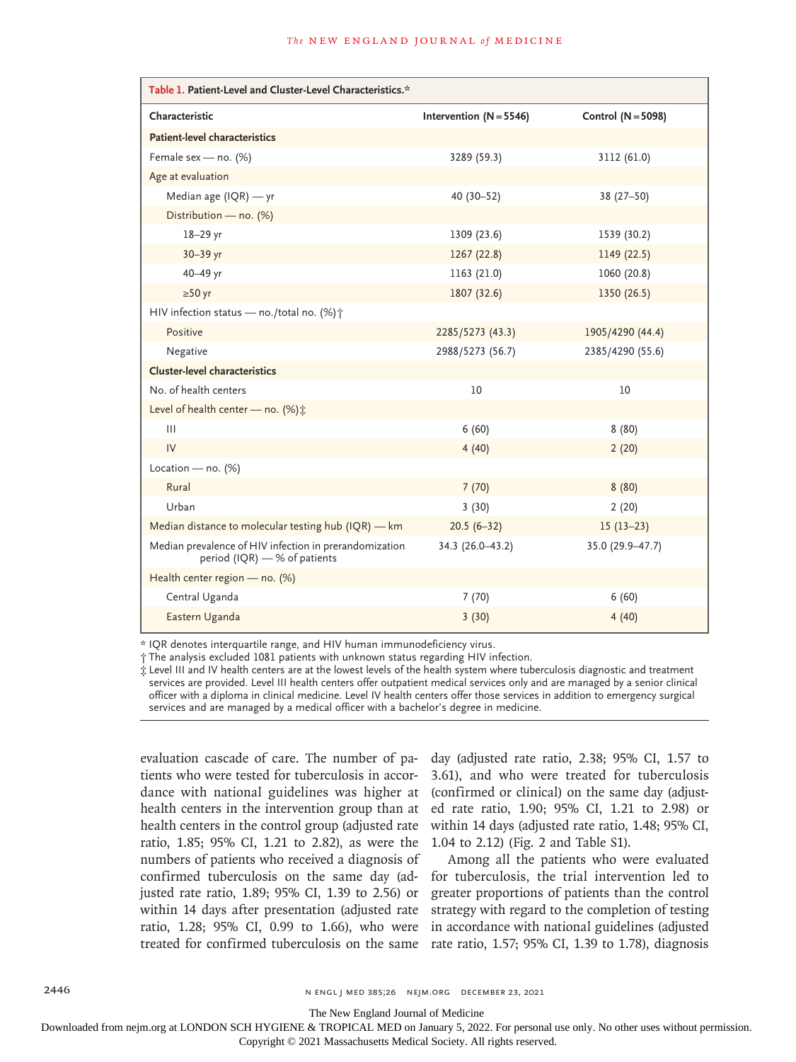**Table 1. Patient-Level and Cluster-Level Characteristics.***

| Characteristic | Intervention (N=5546) | Control (N=5098) |
|---|---|---|
| **Patient-level characteristics** | | |
| Female sex — no. (%) | 3289 (59.3) | 3112 (61.0) |
| Age at evaluation | | |
| Median age (IQR) — yr | 40 (30–52) | 38 (27–50) |
| Distribution — no. (%) | | |
| 18–29 yr | 1309 (23.6) | 1539 (30.2) |
| 30–39 yr | 1267 (22.8) | 1149 (22.5) |
| 40–49 yr | 1163 (21.0) | 1060 (20.8) |
| ≥50 yr | 1807 (32.6) | 1350 (26.5) |
| HIV infection status — no./total no. (%)† | | |
| Positive | 2285/5273 (43.3) | 1905/4290 (44.4) |
| Negative | 2988/5273 (56.7) | 2385/4290 (55.6) |
| **Cluster-level characteristics** | | |
| No. of health centers | 10 | 10 |
| Level of health center — no. (%)‡ | | |
| III | 6 (60) | 8 (80) |
| IV | 4 (40) | 2 (20) |
| Location — no. (%) | | |
| Rural | 7 (70) | 8 (80) |
| Urban | 3 (30) | 2 (20) |
| Median distance to molecular testing hub (IQR) — km | 20.5 (6–32) | 15 (13–23) |
| Median prevalence of HIV infection in prerandomization period (IQR) — % of patients | 34.3 (26.0–43.2) | 35.0 (29.9–47.7) |
| Health center region — no. (%) | | |
| Central Uganda | 7 (70) | 6 (60) |
| Eastern Uganda | 3 (30) | 4 (40) |

* IQR denotes interquartile range, and HIV human immunodeficiency virus.

† The analysis excluded 1081 patients with unknown status regarding HIV infection.

‡ Level III and IV health centers are at the lowest levels of the health system where tuberculosis diagnostic and treatment services are provided. Level III health centers offer outpatient medical services only and are managed by a senior clinical officer with a diploma in clinical medicine. Level IV health centers offer those services in addition to emergency surgical services and are managed by a medical officer with a bachelor's degree in medicine.

evaluation cascade of care. The number of patients who were tested for tuberculosis in accordance with national guidelines was higher at health centers in the intervention group than at health centers in the control group (adjusted rate ratio, 1.85; 95% CI, 1.21 to 2.82), as were the numbers of patients who received a diagnosis of confirmed tuberculosis on the same day (adjusted rate ratio, 1.89; 95% CI, 1.39 to 2.56) or within 14 days after presentation (adjusted rate ratio, 1.28; 95% CI, 0.99 to 1.66), who were treated for confirmed tuberculosis on the same day (adjusted rate ratio, 2.38; 95% CI, 1.57 to 3.61), and who were treated for tuberculosis (confirmed or clinical) on the same day (adjusted rate ratio, 1.90; 95% CI, 1.21 to 2.98) or within 14 days (adjusted rate ratio, 1.48; 95% CI, 1.04 to 2.12) (Fig. 2 and Table S1).

Among all the patients who were evaluated for tuberculosis, the trial intervention led to greater proportions of patients than the control strategy with regard to the completion of testing in accordance with national guidelines (adjusted rate ratio, 1.57; 95% CI, 1.39 to 1.78), diagnosis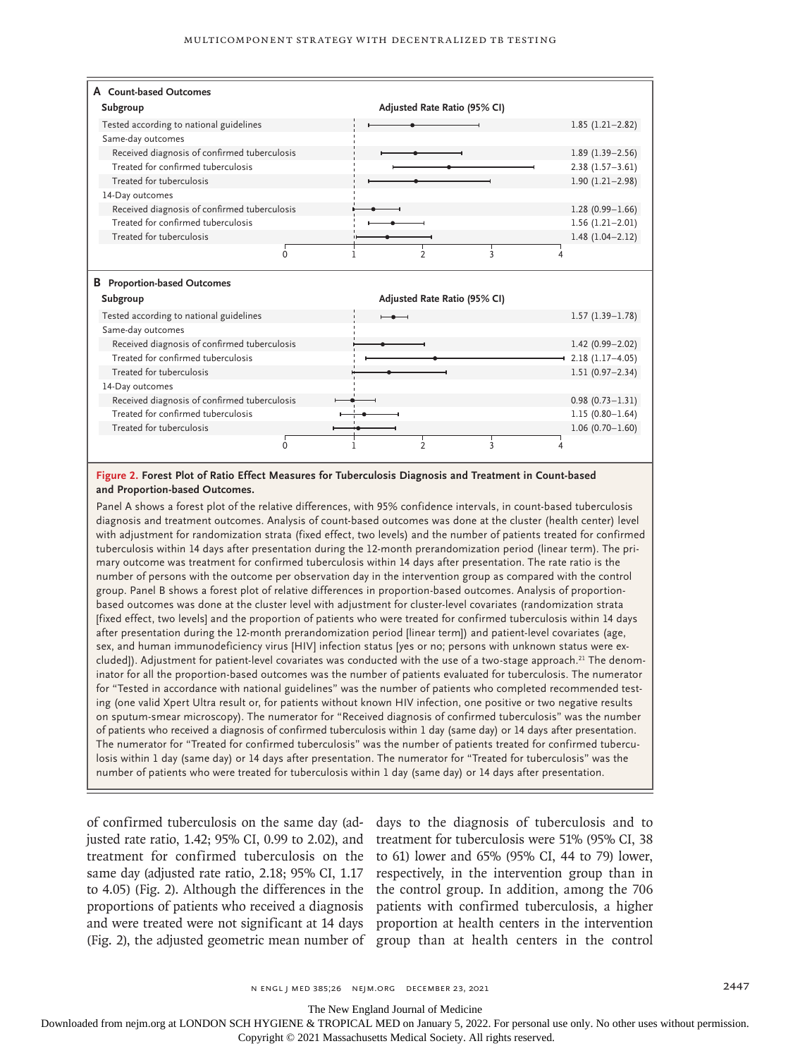**A Count-based Outcomes**

| Subgroup | Adjusted Rate Ratio (95% CI) |
|---|---|
| Tested according to national guidelines | 1.85 (1.21–2.82) |
| Same-day outcomes | |
| Received diagnosis of confirmed tuberculosis | 1.89 (1.39–2.56) |
| Treated for confirmed tuberculosis | 2.38 (1.57–3.61) |
| Treated for tuberculosis | 1.90 (1.21–2.98) |
| 14-Day outcomes | |
| Received diagnosis of confirmed tuberculosis | 1.28 (0.99–1.66) |
| Treated for confirmed tuberculosis | 1.56 (1.21–2.01) |
| Treated for tuberculosis | 1.48 (1.04–2.12) |

**B Proportion-based Outcomes**

| Subgroup | Adjusted Rate Ratio (95% CI) |
|---|---|
| Tested according to national guidelines | 1.57 (1.39–1.78) |
| Same-day outcomes | |
| Received diagnosis of confirmed tuberculosis | 1.42 (0.99–2.02) |
| Treated for confirmed tuberculosis | 2.18 (1.17–4.05) |
| Treated for tuberculosis | 1.51 (0.97–2.34) |
| 14-Day outcomes | |
| Received diagnosis of confirmed tuberculosis | 0.98 (0.73–1.31) |
| Treated for confirmed tuberculosis | 1.15 (0.80–1.64) |
| Treated for tuberculosis | 1.06 (0.70–1.60) |

**Figure 2. Forest Plot of Ratio Effect Measures for Tuberculosis Diagnosis and Treatment in Count-based and Proportion-based Outcomes.**

Panel A shows a forest plot of the relative differences, with 95% confidence intervals, in count-based tuberculosis diagnosis and treatment outcomes. Analysis of count-based outcomes was done at the cluster (health center) level with adjustment for randomization strata (fixed effect, two levels) and the number of patients treated for confirmed tuberculosis within 14 days after presentation during the 12-month prerandomization period (linear term). The primary outcome was treatment for confirmed tuberculosis within 14 days after presentation. The rate ratio is the number of persons with the outcome per observation day in the intervention group as compared with the control group. Panel B shows a forest plot of relative differences in proportion-based outcomes. Analysis of proportion-based outcomes was done at the cluster level with adjustment for cluster-level covariates (randomization strata [fixed effect, two levels] and the proportion of patients who were treated for confirmed tuberculosis within 14 days after presentation during the 12-month prerandomization period [linear term]) and patient-level covariates (age, sex, and human immunodeficiency virus [HIV] infection status [yes or no; persons with unknown status were excluded]). Adjustment for patient-level covariates was conducted with the use of a two-stage approach.[21] The denominator for all the proportion-based outcomes was the number of patients evaluated for tuberculosis. The numerator for "Tested in accordance with national guidelines" was the number of patients who completed recommended testing (one valid Xpert Ultra result or, for patients without known HIV infection, one positive or two negative results on sputum-smear microscopy). The numerator for "Received diagnosis of confirmed tuberculosis" was the number of patients who received a diagnosis of confirmed tuberculosis within 1 day (same day) or 14 days after presentation. The numerator for "Treated for confirmed tuberculosis" was the number of patients treated for confirmed tuberculosis within 1 day (same day) or 14 days after presentation. The numerator for "Treated for tuberculosis" was the number of patients who were treated for tuberculosis within 1 day (same day) or 14 days after presentation.

of confirmed tuberculosis on the same day (adjusted rate ratio, 1.42; 95% CI, 0.99 to 2.02), and treatment for confirmed tuberculosis on the same day (adjusted rate ratio, 2.18; 95% CI, 1.17 to 4.05) (Fig. 2). Although the differences in the proportions of patients who received a diagnosis and were treated were not significant at 14 days (Fig. 2), the adjusted geometric mean number of days to the diagnosis of tuberculosis and to treatment for tuberculosis were 51% (95% CI, 38 to 61) lower and 65% (95% CI, 44 to 79) lower, respectively, in the intervention group than in the control group. In addition, among the 706 patients with confirmed tuberculosis, a higher proportion at health centers in the intervention group than at health centers in the control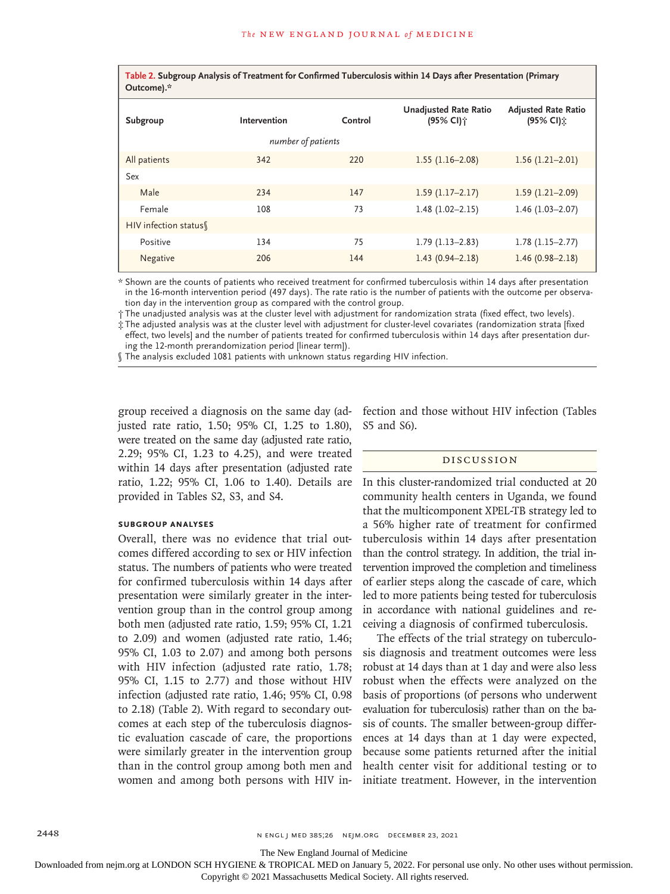**Table 2. Subgroup Analysis of Treatment for Confirmed Tuberculosis within 14 Days after Presentation (Primary Outcome).***

| Subgroup | Intervention | Control | Unadjusted Rate Ratio (95% CI)† | Adjusted Rate Ratio (95% CI)‡ |
|---|---|---|---|---|
| | *number of patients* | | | |
| All patients | 342 | 220 | 1.55 (1.16–2.08) | 1.56 (1.21–2.01) |
| Sex | | | | |
| Male | 234 | 147 | 1.59 (1.17–2.17) | 1.59 (1.21–2.09) |
| Female | 108 | 73 | 1.48 (1.02–2.15) | 1.46 (1.03–2.07) |
| HIV infection status§ | | | | |
| Positive | 134 | 75 | 1.79 (1.13–2.83) | 1.78 (1.15–2.77) |
| Negative | 206 | 144 | 1.43 (0.94–2.18) | 1.46 (0.98–2.18) |

\* Shown are the counts of patients who received treatment for confirmed tuberculosis within 14 days after presentation in the 16-month intervention period (497 days). The rate ratio is the number of patients with the outcome per observation day in the intervention group as compared with the control group.

† The unadjusted analysis was at the cluster level with adjustment for randomization strata (fixed effect, two levels).

‡ The adjusted analysis was at the cluster level with adjustment for cluster-level covariates (randomization strata [fixed effect, two levels] and the number of patients treated for confirmed tuberculosis within 14 days after presentation during the 12-month prerandomization period [linear term]).

§ The analysis excluded 1081 patients with unknown status regarding HIV infection.

group received a diagnosis on the same day (adjusted rate ratio, 1.50; 95% CI, 1.25 to 1.80), were treated on the same day (adjusted rate ratio, 2.29; 95% CI, 1.23 to 4.25), and were treated within 14 days after presentation (adjusted rate ratio, 1.22; 95% CI, 1.06 to 1.40). Details are provided in Tables S2, S3, and S4.

### Subgroup Analyses

Overall, there was no evidence that trial outcomes differed according to sex or HIV infection status. The numbers of patients who were treated for confirmed tuberculosis within 14 days after presentation were similarly greater in the intervention group than in the control group among both men (adjusted rate ratio, 1.59; 95% CI, 1.21 to 2.09) and women (adjusted rate ratio, 1.46; 95% CI, 1.03 to 2.07) and among both persons with HIV infection (adjusted rate ratio, 1.78; 95% CI, 1.15 to 2.77) and those without HIV infection (adjusted rate ratio, 1.46; 95% CI, 0.98 to 2.18) (Table 2). With regard to secondary outcomes at each step of the tuberculosis diagnostic evaluation cascade of care, the proportions were similarly greater in the intervention group than in the control group among both men and women and among both persons with HIV infection and those without HIV infection (Tables S5 and S6).

## Discussion

In this cluster-randomized trial conducted at 20 community health centers in Uganda, we found that the multicomponent XPEL-TB strategy led to a 56% higher rate of treatment for confirmed tuberculosis within 14 days after presentation than the control strategy. In addition, the trial intervention improved the completion and timeliness of earlier steps along the cascade of care, which led to more patients being tested for tuberculosis in accordance with national guidelines and receiving a diagnosis of confirmed tuberculosis.

The effects of the trial strategy on tuberculosis diagnosis and treatment outcomes were less robust at 14 days than at 1 day and were also less robust when the effects were analyzed on the basis of proportions (of persons who underwent evaluation for tuberculosis) rather than on the basis of counts. The smaller between-group differences at 14 days than at 1 day were expected, because some patients returned after the initial health center visit for additional testing or to initiate treatment. However, in the intervention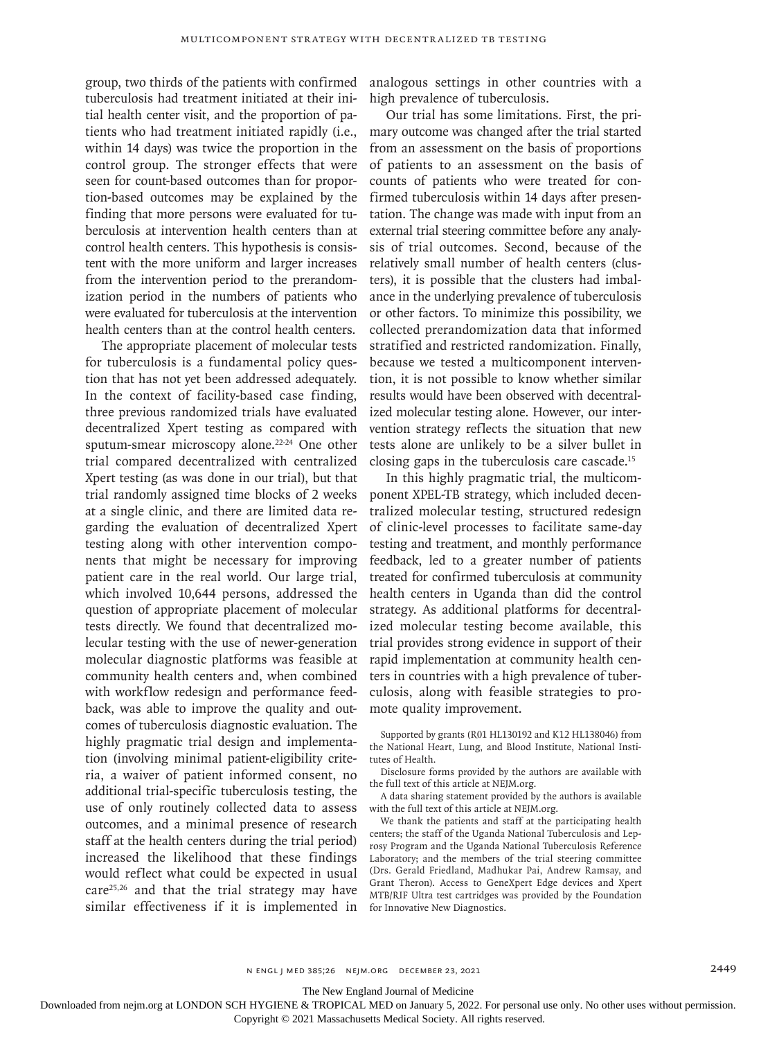group, two thirds of the patients with confirmed tuberculosis had treatment initiated at their initial health center visit, and the proportion of patients who had treatment initiated rapidly (i.e., within 14 days) was twice the proportion in the control group. The stronger effects that were seen for count-based outcomes than for proportion-based outcomes may be explained by the finding that more persons were evaluated for tuberculosis at intervention health centers than at control health centers. This hypothesis is consistent with the more uniform and larger increases from the intervention period to the prerandomization period in the numbers of patients who were evaluated for tuberculosis at the intervention health centers than at the control health centers.

The appropriate placement of molecular tests for tuberculosis is a fundamental policy question that has not yet been addressed adequately. In the context of facility-based case finding, three previous randomized trials have evaluated decentralized Xpert testing as compared with sputum-smear microscopy alone.[22-24] One other trial compared decentralized with centralized Xpert testing (as was done in our trial), but that trial randomly assigned time blocks of 2 weeks at a single clinic, and there are limited data regarding the evaluation of decentralized Xpert testing along with other intervention components that might be necessary for improving patient care in the real world. Our large trial, which involved 10,644 persons, addressed the question of appropriate placement of molecular tests directly. We found that decentralized molecular testing with the use of newer-generation molecular diagnostic platforms was feasible at community health centers and, when combined with workflow redesign and performance feedback, was able to improve the quality and outcomes of tuberculosis diagnostic evaluation. The highly pragmatic trial design and implementation (involving minimal patient-eligibility criteria, a waiver of patient informed consent, no additional trial-specific tuberculosis testing, the use of only routinely collected data to assess outcomes, and a minimal presence of research staff at the health centers during the trial period) increased the likelihood that these findings would reflect what could be expected in usual care[25,26] and that the trial strategy may have similar effectiveness if it is implemented in analogous settings in other countries with a high prevalence of tuberculosis.

Our trial has some limitations. First, the primary outcome was changed after the trial started from an assessment on the basis of proportions of patients to an assessment on the basis of counts of patients who were treated for confirmed tuberculosis within 14 days after presentation. The change was made with input from an external trial steering committee before any analysis of trial outcomes. Second, because of the relatively small number of health centers (clusters), it is possible that the clusters had imbalance in the underlying prevalence of tuberculosis or other factors. To minimize this possibility, we collected prerandomization data that informed stratified and restricted randomization. Finally, because we tested a multicomponent intervention, it is not possible to know whether similar results would have been observed with decentralized molecular testing alone. However, our intervention strategy reflects the situation that new tests alone are unlikely to be a silver bullet in closing gaps in the tuberculosis care cascade.[15]

In this highly pragmatic trial, the multicomponent XPEL-TB strategy, which included decentralized molecular testing, structured redesign of clinic-level processes to facilitate same-day testing and treatment, and monthly performance feedback, led to a greater number of patients treated for confirmed tuberculosis at community health centers in Uganda than did the control strategy. As additional platforms for decentralized molecular testing become available, this trial provides strong evidence in support of their rapid implementation at community health centers in countries with a high prevalence of tuberculosis, along with feasible strategies to promote quality improvement.

Supported by grants (R01 HL130192 and K12 HL138046) from the National Heart, Lung, and Blood Institute, National Institutes of Health.

Disclosure forms provided by the authors are available with the full text of this article at NEJM.org.

A data sharing statement provided by the authors is available with the full text of this article at NEJM.org.

We thank the patients and staff at the participating health centers; the staff of the Uganda National Tuberculosis and Leprosy Program and the Uganda National Tuberculosis Reference Laboratory; and the members of the trial steering committee (Drs. Gerald Friedland, Madhukar Pai, Andrew Ramsay, and Grant Theron). Access to GeneXpert Edge devices and Xpert MTB/RIF Ultra test cartridges was provided by the Foundation for Innovative New Diagnostics.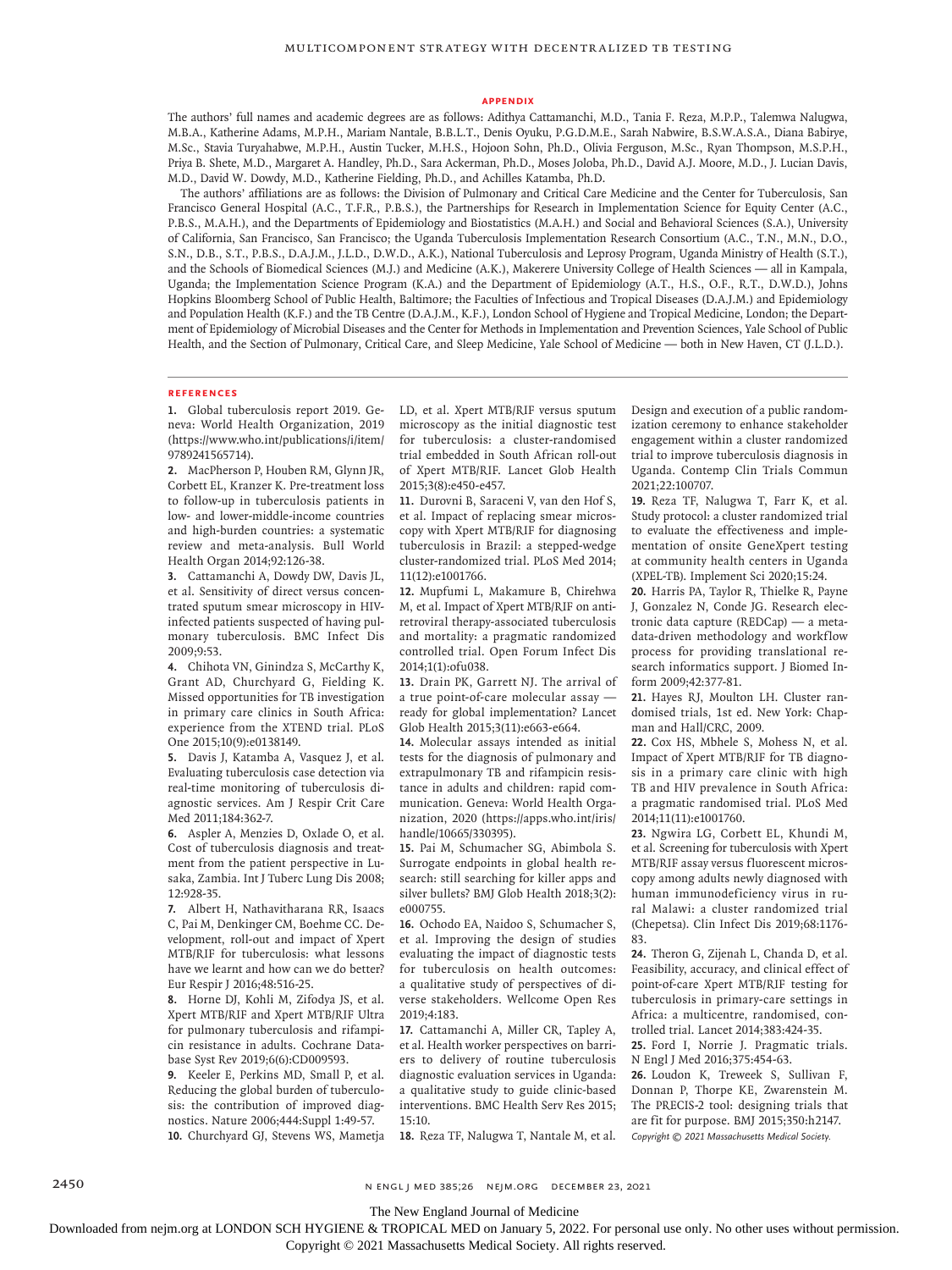## APPENDIX

The authors' full names and academic degrees are as follows: Adithya Cattamanchi, M.D., Tania F. Reza, M.P.P., Talemwa Nalugwa, M.B.A., Katherine Adams, M.P.H., Mariam Nantale, B.B.L.T., Denis Oyuku, P.G.D.M.E., Sarah Nabwire, B.S.W.A.S.A., Diana Babirye, M.Sc., Stavia Turyahabwe, M.P.H., Austin Tucker, M.H.S., Hojoon Sohn, Ph.D., Olivia Ferguson, M.Sc., Ryan Thompson, M.S.P.H., Priya B. Shete, M.D., Margaret A. Handley, Ph.D., Sara Ackerman, Ph.D., Moses Joloba, Ph.D., David A.J. Moore, M.D., J. Lucian Davis, M.D., David W. Dowdy, M.D., Katherine Fielding, Ph.D., and Achilles Katamba, Ph.D.

The authors' affiliations are as follows: the Division of Pulmonary and Critical Care Medicine and the Center for Tuberculosis, San Francisco General Hospital (A.C., T.F.R., P.B.S.), the Partnerships for Research in Implementation Science for Equity Center (A.C., P.B.S., M.A.H.), and the Departments of Epidemiology and Biostatistics (M.A.H.) and Social and Behavioral Sciences (S.A.), University of California, San Francisco, San Francisco; the Uganda Tuberculosis Implementation Research Consortium (A.C., T.N., M.N., D.O., S.N., D.B., S.T., P.B.S., D.A.J.M., J.L.D., D.W.D., A.K.), National Tuberculosis and Leprosy Program, Uganda Ministry of Health (S.T.), and the Schools of Biomedical Sciences (M.J.) and Medicine (A.K.), Makerere University College of Health Sciences — all in Kampala, Uganda; the Implementation Science Program (K.A.) and the Department of Epidemiology (A.T., H.S., O.F., R.T., D.W.D.), Johns Hopkins Bloomberg School of Public Health, Baltimore; the Faculties of Infectious and Tropical Diseases (D.A.J.M.) and Epidemiology and Population Health (K.F.) and the TB Centre (D.A.J.M., K.F.), London School of Hygiene and Tropical Medicine, London; the Department of Epidemiology of Microbial Diseases and the Center for Methods in Implementation and Prevention Sciences, Yale School of Public Health, and the Section of Pulmonary, Critical Care, and Sleep Medicine, Yale School of Medicine — both in New Haven, CT (J.L.D.).

## REFERENCES

1. Global tuberculosis report 2019. Geneva: World Health Organization, 2019 (https://www.who.int/publications/i/item/9789241565714).
2. MacPherson P, Houben RM, Glynn JR, Corbett EL, Kranzer K. Pre-treatment loss to follow-up in tuberculosis patients in low- and lower-middle-income countries and high-burden countries: a systematic review and meta-analysis. Bull World Health Organ 2014;92:126-38.
3. Cattamanchi A, Dowdy DW, Davis JL, et al. Sensitivity of direct versus concentrated sputum smear microscopy in HIV-infected patients suspected of having pulmonary tuberculosis. BMC Infect Dis 2009;9:53.
4. Chihota VN, Ginindza S, McCarthy K, Grant AD, Churchyard G, Fielding K. Missed opportunities for TB investigation in primary care clinics in South Africa: experience from the XTEND trial. PLoS One 2015;10(9):e0138149.
5. Davis J, Katamba A, Vasquez J, et al. Evaluating tuberculosis case detection via real-time monitoring of tuberculosis diagnostic services. Am J Respir Crit Care Med 2011;184:362-7.
6. Aspler A, Menzies D, Oxlade O, et al. Cost of tuberculosis diagnosis and treatment from the patient perspective in Lusaka, Zambia. Int J Tuberc Lung Dis 2008;12:928-35.
7. Albert H, Nathavitharana RR, Isaacs C, Pai M, Denkinger CM, Boehme CC. Development, roll-out and impact of Xpert MTB/RIF for tuberculosis: what lessons have we learnt and how can we do better? Eur Respir J 2016;48:516-25.
8. Horne DJ, Kohli M, Zifodya JS, et al. Xpert MTB/RIF and Xpert MTB/RIF Ultra for pulmonary tuberculosis and rifampicin resistance in adults. Cochrane Database Syst Rev 2019;6(6):CD009593.
9. Keeler E, Perkins MD, Small P, et al. Reducing the global burden of tuberculosis: the contribution of improved diagnostics. Nature 2006;444:Suppl 1:49-57.
10. Churchyard GJ, Stevens WS, Mametja LD, et al. Xpert MTB/RIF versus sputum microscopy as the initial diagnostic test for tuberculosis: a cluster-randomised trial embedded in South African roll-out of Xpert MTB/RIF. Lancet Glob Health 2015;3(8):e450-e457.
11. Durovni B, Saraceni V, van den Hof S, et al. Impact of replacing smear microscopy with Xpert MTB/RIF for diagnosing tuberculosis in Brazil: a stepped-wedge cluster-randomized trial. PLoS Med 2014;11(12):e1001766.
12. Mupfumi L, Makamure B, Chirehwa M, et al. Impact of Xpert MTB/RIF on antiretroviral therapy-associated tuberculosis and mortality: a pragmatic randomized controlled trial. Open Forum Infect Dis 2014;1(1):ofu038.
13. Drain PK, Garrett NJ. The arrival of a true point-of-care molecular assay — ready for global implementation? Lancet Glob Health 2015;3(11):e663-e664.
14. Molecular assays intended as initial tests for the diagnosis of pulmonary and extrapulmonary TB and rifampicin resistance in adults and children: rapid communication. Geneva: World Health Organization, 2020 (https://apps.who.int/iris/handle/10665/330395).
15. Pai M, Schumacher SG, Abimbola S. Surrogate endpoints in global health research: still searching for killer apps and silver bullets? BMJ Glob Health 2018;3(2):e000755.
16. Ochodo EA, Naidoo S, Schumacher S, et al. Improving the design of studies evaluating the impact of diagnostic tests for tuberculosis on health outcomes: a qualitative study of perspectives of diverse stakeholders. Wellcome Open Res 2019;4:183.
17. Cattamanchi A, Miller CR, Tapley A, et al. Health worker perspectives on barriers to delivery of routine tuberculosis diagnostic evaluation services in Uganda: a qualitative study to guide clinic-based interventions. BMC Health Serv Res 2015;15:10.
18. Reza TF, Nalugwa T, Nantale M, et al. Design and execution of a public randomization ceremony to enhance stakeholder engagement within a cluster randomized trial to improve tuberculosis diagnosis in Uganda. Contemp Clin Trials Commun 2021;22:100707.
19. Reza TF, Nalugwa T, Farr K, et al. Study protocol: a cluster randomized trial to evaluate the effectiveness and implementation of onsite GeneXpert testing at community health centers in Uganda (XPEL-TB). Implement Sci 2020;15:24.
20. Harris PA, Taylor R, Thielke R, Payne J, Gonzalez N, Conde JG. Research electronic data capture (REDCap) — a metadata-driven methodology and workflow process for providing translational research informatics support. J Biomed Inform 2009;42:377-81.
21. Hayes RJ, Moulton LH. Cluster randomised trials, 1st ed. New York: Chapman and Hall/CRC, 2009.
22. Cox HS, Mbhele S, Mohess N, et al. Impact of Xpert MTB/RIF for TB diagnosis in a primary care clinic with high TB and HIV prevalence in South Africa: a pragmatic randomised trial. PLoS Med 2014;11(11):e1001760.
23. Ngwira LG, Corbett EL, Khundi M, et al. Screening for tuberculosis with Xpert MTB/RIF assay versus fluorescent microscopy among adults newly diagnosed with human immunodeficiency virus in rural Malawi: a cluster randomized trial (Chepetsa). Clin Infect Dis 2019;68:1176-83.
24. Theron G, Zijenah L, Chanda D, et al. Feasibility, accuracy, and clinical effect of point-of-care Xpert MTB/RIF testing for tuberculosis in primary-care settings in Africa: a multicentre, randomised, controlled trial. Lancet 2014;383:424-35.
25. Ford I, Norrie J. Pragmatic trials. N Engl J Med 2016;375:454-63.
26. Loudon K, Treweek S, Sullivan F, Donnan P, Thorpe KE, Zwarenstein M. The PRECIS-2 tool: designing trials that are fit for purpose. BMJ 2015;350:h2147.

*Copyright © 2021 Massachusetts Medical Society.*